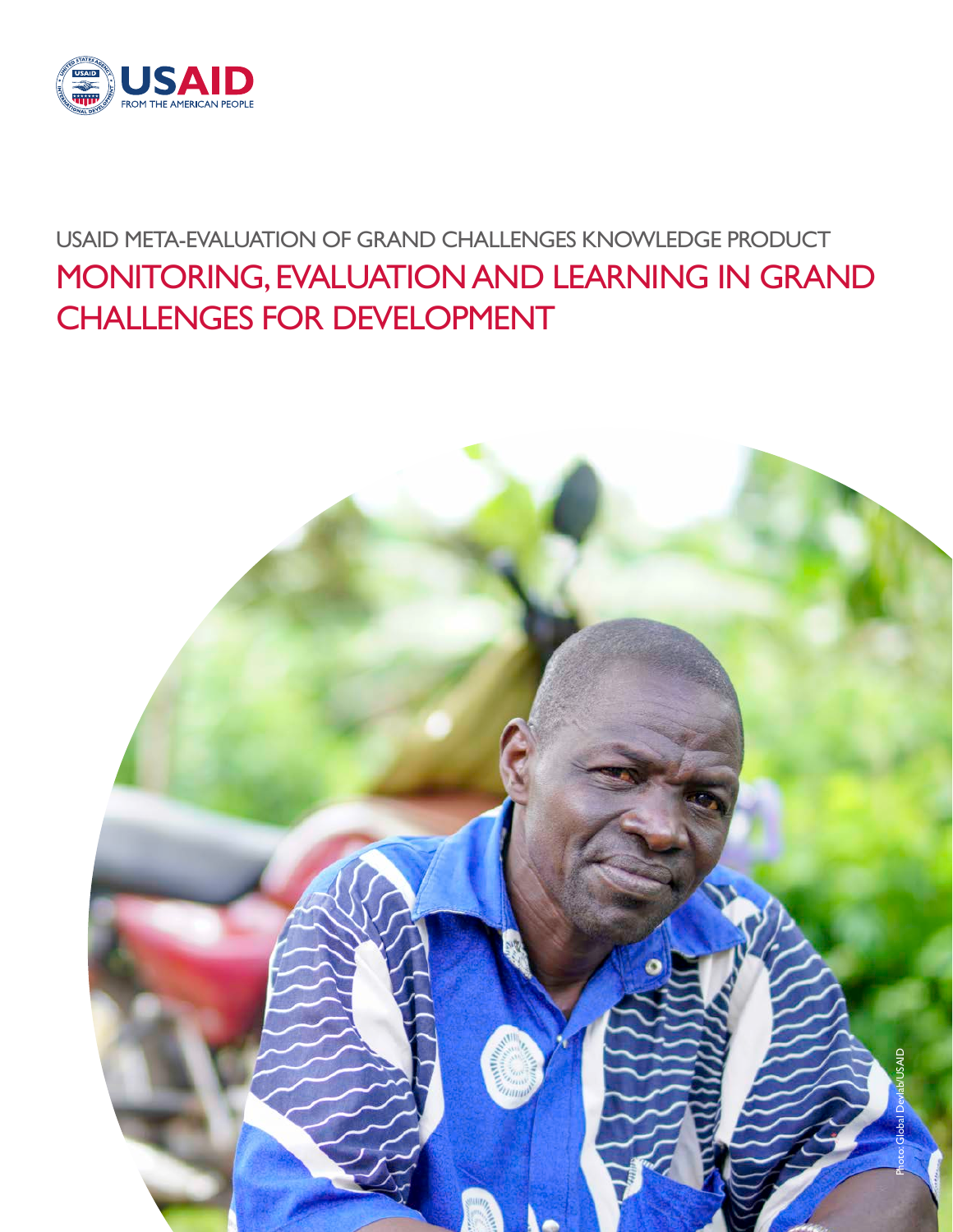USAID FROM THE AMERICAN PEOPLE

USAID META-EVALUATION OF GRAND CHALLENGES KNOWLEDGE PRODUCT

# MONITORING, EVALUATION AND LEARNING IN GRAND CHALLENGES FOR DEVELOPMENT

Photo: Global Devlab/USAID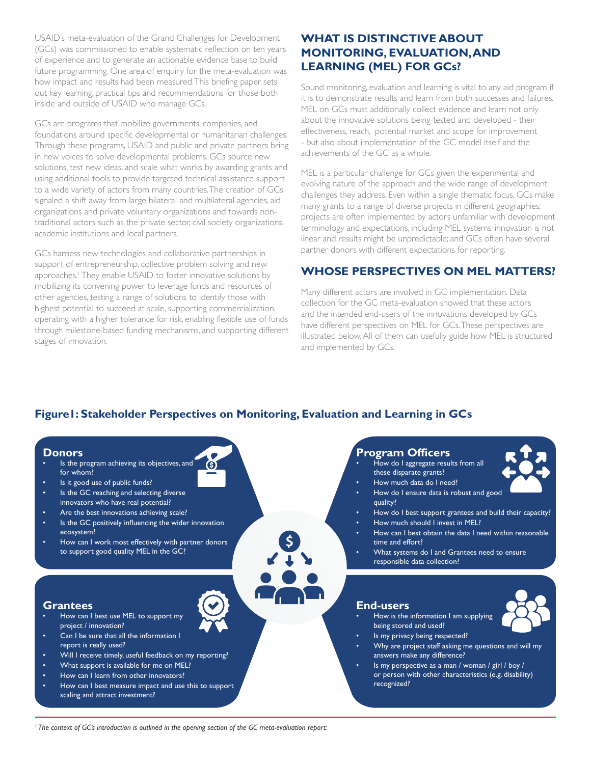USAID's meta-evaluation of the Grand Challenges for Development (GCs) was commissioned to enable systematic reflection on ten years of experience and to generate an actionable evidence base to build future programming. One area of enquiry for the meta-evaluation was how impact and results had been measured. This briefing paper sets out key learning, practical tips and recommendations for those both inside and outside of USAID who manage GCs.

GCs are programs that mobilize governments, companies, and foundations around specific developmental or humanitarian challenges. Through these programs, USAID and public and private partners bring in new voices to solve developmental problems. GCs source new solutions, test new ideas, and scale what works by awarding grants and using additional tools to provide targeted technical assistance support to a wide variety of actors from many countries. The creation of GCs signaled a shift away from large bilateral and multilateral agencies, aid organizations and private voluntary organizations and towards non-traditional actors such as the private sector, civil society organizations, academic institutions and local partners.

GCs harness new technologies and collaborative partnerships in support of entrepreneurship, collective problem solving and new approaches.[1] They enable USAID to foster innovative solutions by mobilizing its convening power to leverage funds and resources of other agencies, testing a range of solutions to identify those with highest potential to succeed at scale, supporting commercialization, operating with a higher tolerance for risk, enabling flexible use of funds through milestone-based funding mechanisms, and supporting different stages of innovation.

## WHAT IS DISTINCTIVE ABOUT MONITORING, EVALUATION, AND LEARNING (MEL) FOR GCs?

Sound monitoring, evaluation and learning is vital to any aid program if it is to demonstrate results and learn from both successes and failures. MEL on GCs must additionally collect evidence and learn not only about the innovative solutions being tested and developed - their effectiveness, reach, potential market and scope for improvement - but also about implementation of the GC model itself and the achievements of the GC as a whole.

MEL is a particular challenge for GCs given the experimental and evolving nature of the approach and the wide range of development challenges they address. Even within a single thematic focus, GCs make many grants to a range of diverse projects in different geographies; projects are often implemented by actors unfamiliar with development terminology and expectations, including MEL systems; innovation is not linear and results might be unpredictable; and GCs often have several partner donors with different expectations for reporting.

## WHOSE PERSPECTIVES ON MEL MATTERS?

Many different actors are involved in GC implementation. Data collection for the GC meta-evaluation showed that these actors and the intended end-users of the innovations developed by GCs have different perspectives on MEL for GCs. These perspectives are illustrated below. All of them can usefully guide how MEL is structured and implemented by GCs.

### Figure1: Stakeholder Perspectives on Monitoring, Evaluation and Learning in GCs

**Donors**

- Is the program achieving its objectives, and for whom?
- Is it good use of public funds?
- Is the GC reaching and selecting diverse innovators who have real potential?
- Are the best innovations achieving scale?
- Is the GC positively influencing the wider innovation ecosystem?
- How can I work most effectively with partner donors to support good quality MEL in the GC?

**Program Officers**

- How do I aggregate results from all these disparate grants?
- How much data do I need?
- How do I ensure data is robust and good quality?
- How do I best support grantees and build their capacity?
- How much should I invest in MEL?
- How can I best obtain the data I need within reasonable time and effort?
- What systems do I and Grantees need to ensure responsible data collection?

**Grantees**

- How can I best use MEL to support my project / innovation?
- Can I be sure that all the information I report is really used?
- Will I receive timely, useful feedback on my reporting?
- What support is available for me on MEL?
- How can I learn from other innovators?
- How can I best measure impact and use this to support scaling and attract investment?

**End-users**

- How is the information I am supplying being stored and used?
- Is my privacy being respected?
- Why are project staff asking me questions and will my answers make any difference?
- Is my perspective as a man / woman / girl / boy / or person with other characteristics (e.g. disability) recognized?

---

[1] *The context of GC's introduction is outlined in the opening section of the GC meta-evaluation report:*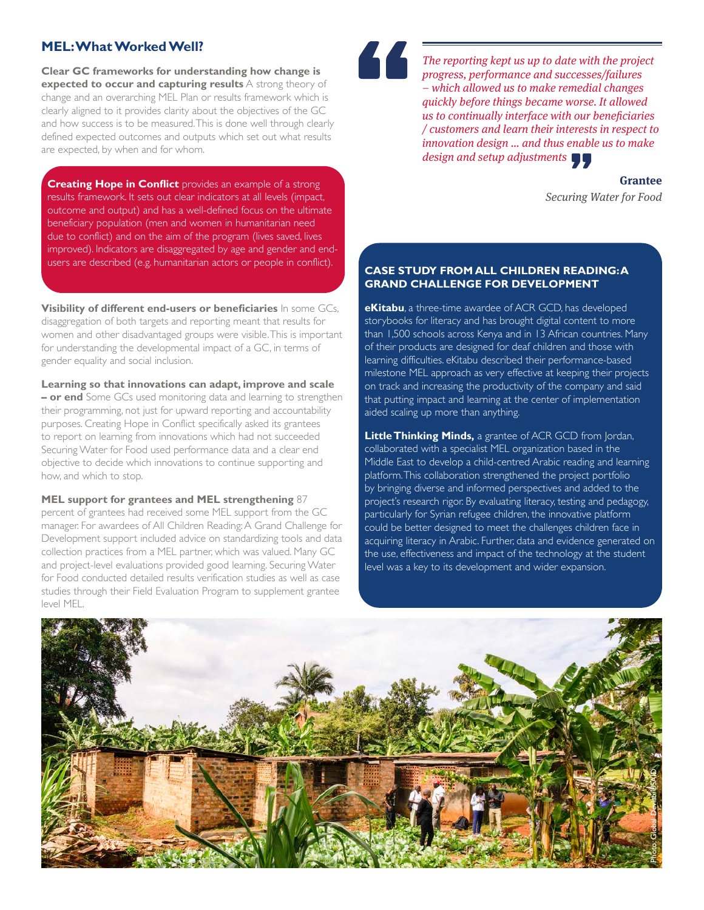## MEL: What Worked Well?

**Clear GC frameworks for understanding how change is expected to occur and capturing results** A strong theory of change and an overarching MEL Plan or results framework which is clearly aligned to it provides clarity about the objectives of the GC and how success is to be measured. This is done well through clearly defined expected outcomes and outputs which set out what results are expected, by when and for whom.

**Creating Hope in Conflict** provides an example of a strong results framework. It sets out clear indicators at all levels (impact, outcome and output) and has a well-defined focus on the ultimate beneficiary population (men and women in humanitarian need due to conflict) and on the aim of the program (lives saved, lives improved). Indicators are disaggregated by age and gender and end-users are described (e.g. humanitarian actors or people in conflict).

**Visibility of different end-users or beneficiaries** In some GCs, disaggregation of both targets and reporting meant that results for women and other disadvantaged groups were visible. This is important for understanding the developmental impact of a GC, in terms of gender equality and social inclusion.

**Learning so that innovations can adapt, improve and scale – or end** Some GCs used monitoring data and learning to strengthen their programming, not just for upward reporting and accountability purposes. Creating Hope in Conflict specifically asked its grantees to report on learning from innovations which had not succeeded Securing Water for Food used performance data and a clear end objective to decide which innovations to continue supporting and how, and which to stop.

**MEL support for grantees and MEL strengthening** 87 percent of grantees had received some MEL support from the GC manager. For awardees of All Children Reading: A Grand Challenge for Development support included advice on standardizing tools and data collection practices from a MEL partner, which was valued. Many GC and project-level evaluations provided good learning. Securing Water for Food conducted detailed results verification studies as well as case studies through their Field Evaluation Program to supplement grantee level MEL.

> *The reporting kept us up to date with the project progress, performance and successes/failures – which allowed us to make remedial changes quickly before things became worse. It allowed us to continually interface with our beneficiaries / customers and learn their interests in respect to innovation design ... and thus enable us to make design and setup adjustments*
>
> **Grantee**
> *Securing Water for Food*

### CASE STUDY FROM ALL CHILDREN READING: A GRAND CHALLENGE FOR DEVELOPMENT

**eKitabu**, a three-time awardee of ACR GCD, has developed storybooks for literacy and has brought digital content to more than 1,500 schools across Kenya and in 13 African countries. Many of their products are designed for deaf children and those with learning difficulties. eKitabu described their performance-based milestone MEL approach as very effective at keeping their projects on track and increasing the productivity of the company and said that putting impact and learning at the center of implementation aided scaling up more than anything.

**Little Thinking Minds,** a grantee of ACR GCD from Jordan, collaborated with a specialist MEL organization based in the Middle East to develop a child-centred Arabic reading and learning platform. This collaboration strengthened the project portfolio by bringing diverse and informed perspectives and added to the project's research rigor. By evaluating literacy, testing and pedagogy, particularly for Syrian refugee children, the innovative platform could be better designed to meet the challenges children face in acquiring literacy in Arabic. Further, data and evidence generated on the use, effectiveness and impact of the technology at the student level was a key to its development and wider expansion.

Photo: Global Devlab/USAID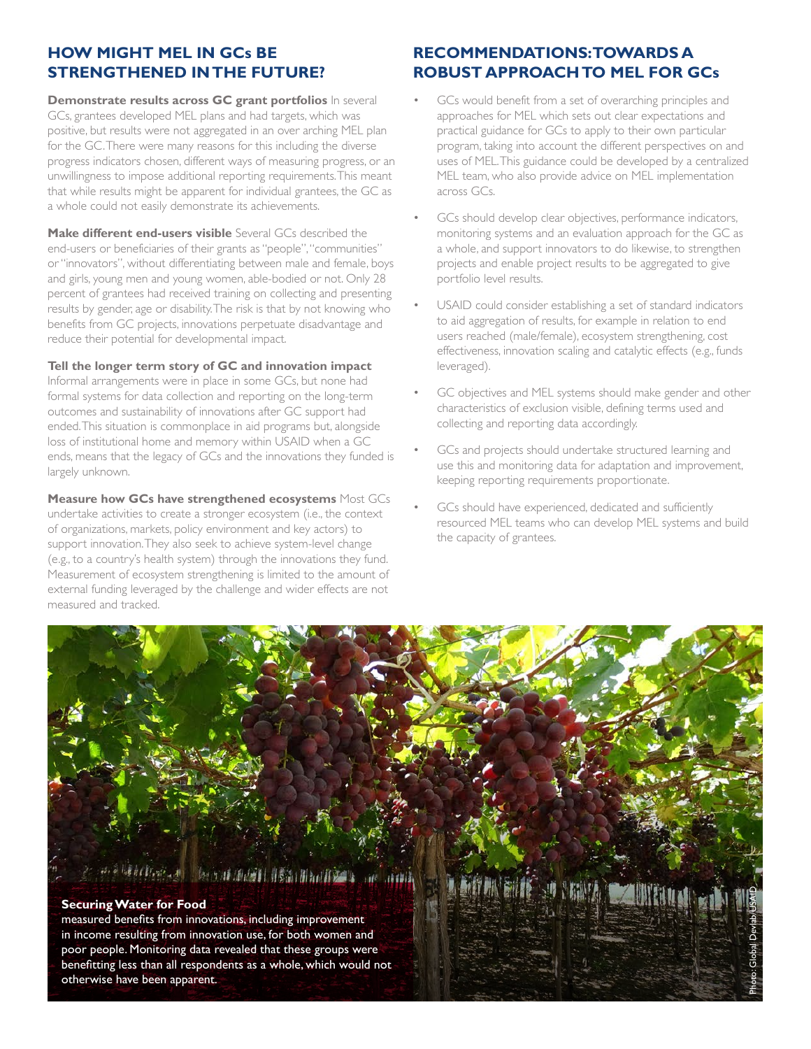## HOW MIGHT MEL IN GCs BE STRENGTHENED IN THE FUTURE?

**Demonstrate results across GC grant portfolios** In several GCs, grantees developed MEL plans and had targets, which was positive, but results were not aggregated in an over arching MEL plan for the GC. There were many reasons for this including the diverse progress indicators chosen, different ways of measuring progress, or an unwillingness to impose additional reporting requirements. This meant that while results might be apparent for individual grantees, the GC as a whole could not easily demonstrate its achievements.

**Make different end-users visible** Several GCs described the end-users or beneficiaries of their grants as "people", "communities" or "innovators", without differentiating between male and female, boys and girls, young men and young women, able-bodied or not. Only 28 percent of grantees had received training on collecting and presenting results by gender, age or disability. The risk is that by not knowing who benefits from GC projects, innovations perpetuate disadvantage and reduce their potential for developmental impact.

**Tell the longer term story of GC and innovation impact** Informal arrangements were in place in some GCs, but none had formal systems for data collection and reporting on the long-term outcomes and sustainability of innovations after GC support had ended. This situation is commonplace in aid programs but, alongside loss of institutional home and memory within USAID when a GC ends, means that the legacy of GCs and the innovations they funded is largely unknown.

**Measure how GCs have strengthened ecosystems** Most GCs undertake activities to create a stronger ecosystem (i.e., the context of organizations, markets, policy environment and key actors) to support innovation. They also seek to achieve system-level change (e.g., to a country's health system) through the innovations they fund. Measurement of ecosystem strengthening is limited to the amount of external funding leveraged by the challenge and wider effects are not measured and tracked.

## RECOMMENDATIONS: TOWARDS A ROBUST APPROACH TO MEL FOR GCs

- GCs would benefit from a set of overarching principles and approaches for MEL which sets out clear expectations and practical guidance for GCs to apply to their own particular program, taking into account the different perspectives on and uses of MEL. This guidance could be developed by a centralized MEL team, who also provide advice on MEL implementation across GCs.
- GCs should develop clear objectives, performance indicators, monitoring systems and an evaluation approach for the GC as a whole, and support innovators to do likewise, to strengthen projects and enable project results to be aggregated to give portfolio level results.
- USAID could consider establishing a set of standard indicators to aid aggregation of results, for example in relation to end users reached (male/female), ecosystem strengthening, cost effectiveness, innovation scaling and catalytic effects (e.g., funds leveraged).
- GC objectives and MEL systems should make gender and other characteristics of exclusion visible, defining terms used and collecting and reporting data accordingly.
- GCs and projects should undertake structured learning and use this and monitoring data for adaptation and improvement, keeping reporting requirements proportionate.
- GCs should have experienced, dedicated and sufficiently resourced MEL teams who can develop MEL systems and build the capacity of grantees.

**Securing Water for Food**
measured benefits from innovations, including improvement in income resulting from innovation use, for both women and poor people. Monitoring data revealed that these groups were benefitting less than all respondents as a whole, which would not otherwise have been apparent.

Photo: Global Devlab/USAID